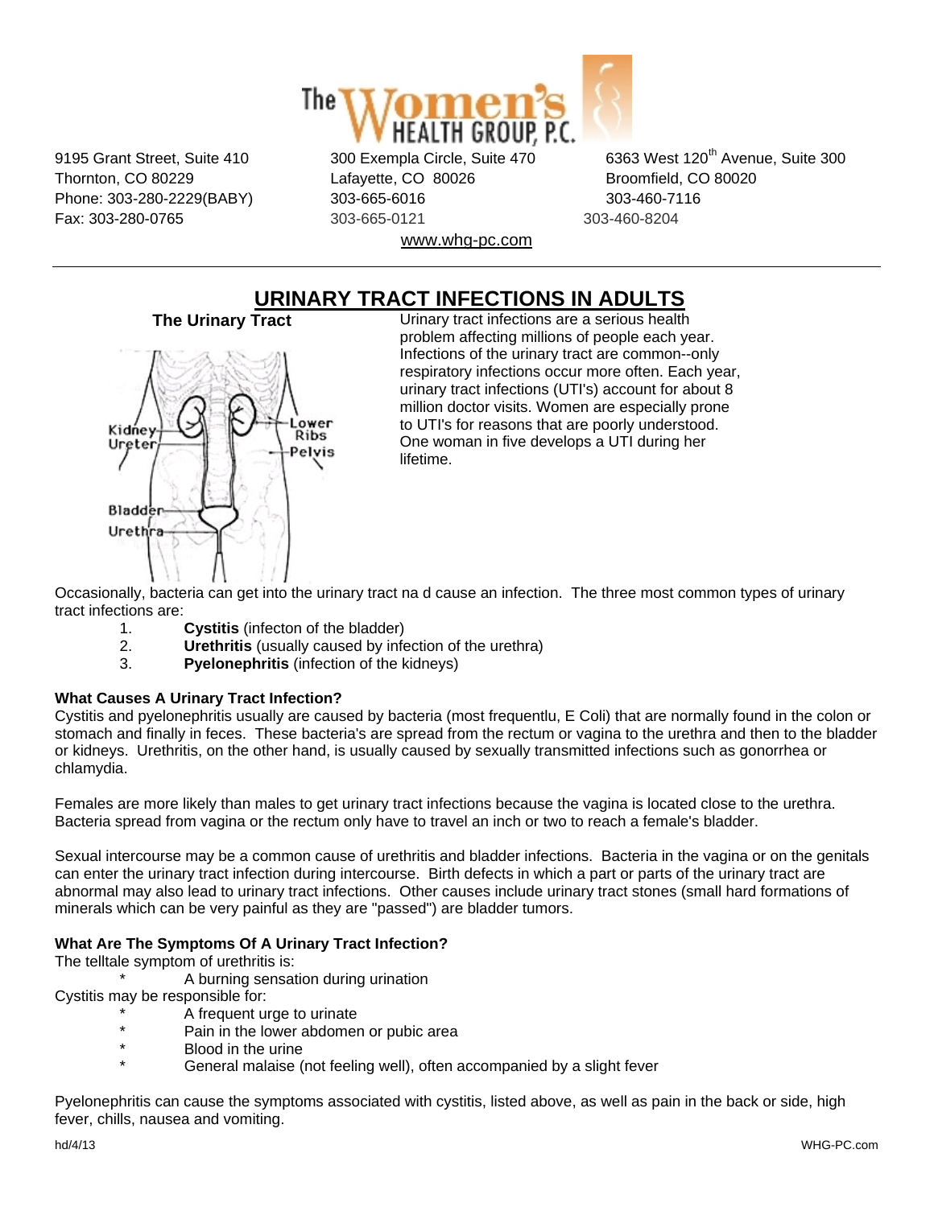The Women's Health Group, P.C.

9195 Grant Street, Suite 410
Thornton, CO 80229
Phone: 303-280-2229(BABY)
Fax: 303-280-0765

300 Exempla Circle, Suite 470
Lafayette, CO 80026
303-665-6016
303-665-0121

6363 West 120th Avenue, Suite 300
Broomfield, CO 80020
303-460-7116
303-460-8204

www.whg-pc.com

---

# URINARY TRACT INFECTIONS IN ADULTS

**The Urinary Tract**

Kidney, Ureter, Lower Ribs, Pelvis, Bladder, Urethra

Urinary tract infections are a serious health problem affecting millions of people each year. Infections of the urinary tract are common--only respiratory infections occur more often. Each year, urinary tract infections (UTI's) account for about 8 million doctor visits. Women are especially prone to UTI's for reasons that are poorly understood. One woman in five develops a UTI during her lifetime.

Occasionally, bacteria can get into the urinary tract na d cause an infection. The three most common types of urinary tract infections are:

1. **Cystitis** (infecton of the bladder)
2. **Urethritis** (usually caused by infection of the urethra)
3. **Pyelonephritis** (infection of the kidneys)

### What Causes A Urinary Tract Infection?

Cystitis and pyelonephritis usually are caused by bacteria (most frequentlu, E Coli) that are normally found in the colon or stomach and finally in feces. These bacteria's are spread from the rectum or vagina to the urethra and then to the bladder or kidneys. Urethritis, on the other hand, is usually caused by sexually transmitted infections such as gonorrhea or chlamydia.

Females are more likely than males to get urinary tract infections because the vagina is located close to the urethra. Bacteria spread from vagina or the rectum only have to travel an inch or two to reach a female's bladder.

Sexual intercourse may be a common cause of urethritis and bladder infections. Bacteria in the vagina or on the genitals can enter the urinary tract infection during intercourse. Birth defects in which a part or parts of the urinary tract are abnormal may also lead to urinary tract infections. Other causes include urinary tract stones (small hard formations of minerals which can be very painful as they are "passed") are bladder tumors.

### What Are The Symptoms Of A Urinary Tract Infection?

The telltale symptom of urethritis is:

* A burning sensation during urination

Cystitis may be responsible for:

* A frequent urge to urinate
* Pain in the lower abdomen or pubic area
* Blood in the urine
* General malaise (not feeling well), often accompanied by a slight fever

Pyelonephritis can cause the symptoms associated with cystitis, listed above, as well as pain in the back or side, high fever, chills, nausea and vomiting.

hd/4/13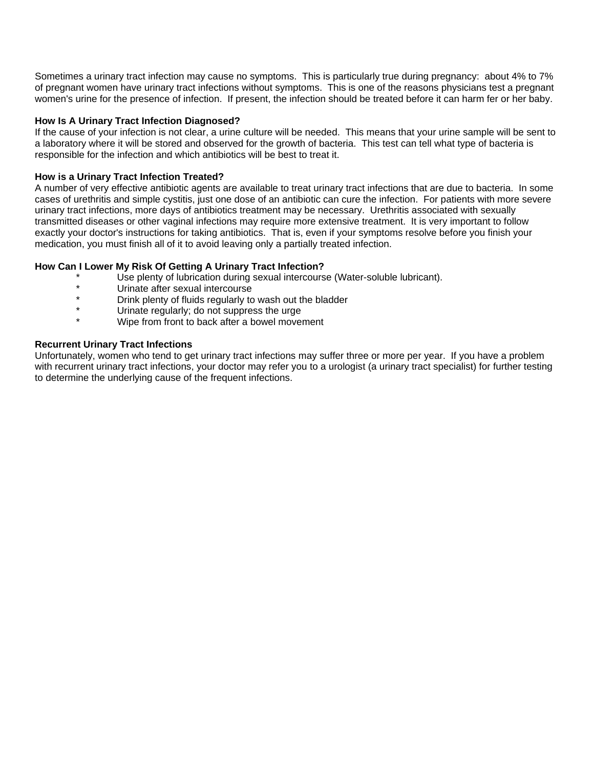Sometimes a urinary tract infection may cause no symptoms. This is particularly true during pregnancy: about 4% to 7% of pregnant women have urinary tract infections without symptoms. This is one of the reasons physicians test a pregnant women's urine for the presence of infection. If present, the infection should be treated before it can harm fer or her baby.

**How Is A Urinary Tract Infection Diagnosed?**
If the cause of your infection is not clear, a urine culture will be needed. This means that your urine sample will be sent to a laboratory where it will be stored and observed for the growth of bacteria. This test can tell what type of bacteria is responsible for the infection and which antibiotics will be best to treat it.

**How is a Urinary Tract Infection Treated?**
A number of very effective antibiotic agents are available to treat urinary tract infections that are due to bacteria. In some cases of urethritis and simple cystitis, just one dose of an antibiotic can cure the infection. For patients with more severe urinary tract infections, more days of antibiotics treatment may be necessary. Urethritis associated with sexually transmitted diseases or other vaginal infections may require more extensive treatment. It is very important to follow exactly your doctor's instructions for taking antibiotics. That is, even if your symptoms resolve before you finish your medication, you must finish all of it to avoid leaving only a partially treated infection.

**How Can I Lower My Risk Of Getting A Urinary Tract Infection?**

* Use plenty of lubrication during sexual intercourse (Water-soluble lubricant).
* Urinate after sexual intercourse
* Drink plenty of fluids regularly to wash out the bladder
* Urinate regularly; do not suppress the urge
* Wipe from front to back after a bowel movement

**Recurrent Urinary Tract Infections**
Unfortunately, women who tend to get urinary tract infections may suffer three or more per year. If you have a problem with recurrent urinary tract infections, your doctor may refer you to a urologist (a urinary tract specialist) for further testing to determine the underlying cause of the frequent infections.